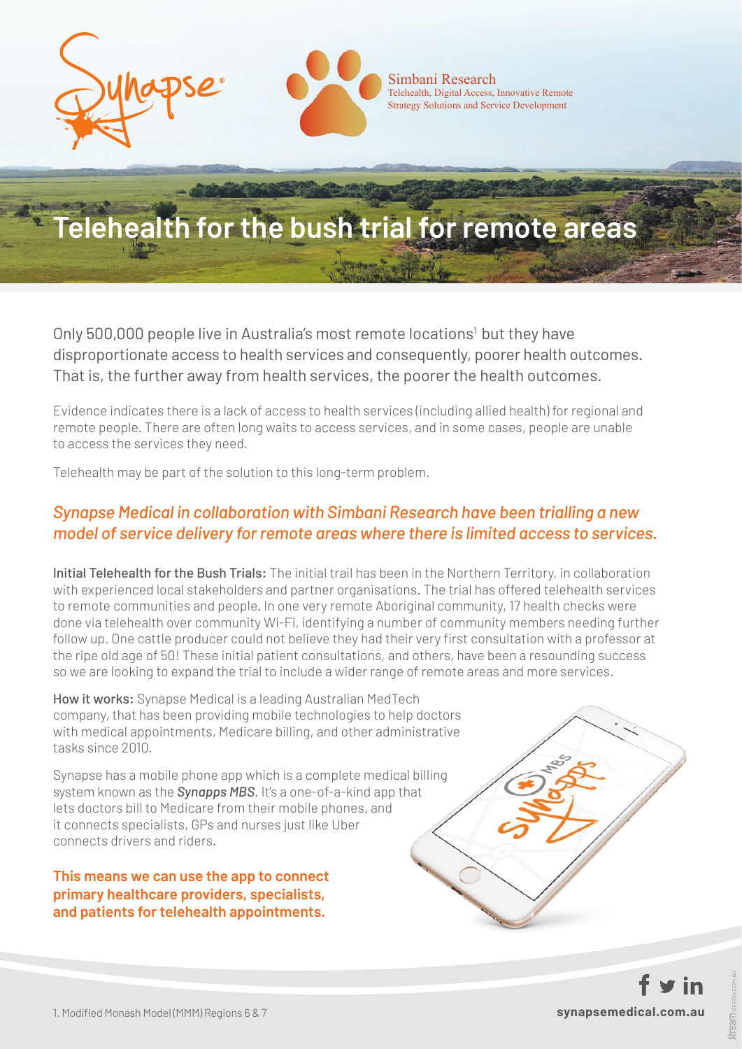Simbani Research
Telehealth, Digital Access, Innovative Remote Strategy Solutions and Service Development

# Telehealth for the bush trial for remote areas

Only 500,000 people live in Australia's most remote locations[1] but they have disproportionate access to health services and consequently, poorer health outcomes. That is, the further away from health services, the poorer the health outcomes.

Evidence indicates there is a lack of access to health services (including allied health) for regional and remote people. There are often long waits to access services, and in some cases, people are unable to access the services they need.

Telehealth may be part of the solution to this long-term problem.

## *Synapse Medical in collaboration with Simbani Research have been trialling a new model of service delivery for remote areas where there is limited access to services.*

**Initial Telehealth for the Bush Trials:** The initial trail has been in the Northern Territory, in collaboration with experienced local stakeholders and partner organisations. The trial has offered telehealth services to remote communities and people. In one very remote Aboriginal community, 17 health checks were done via telehealth over community Wi-Fi, identifying a number of community members needing further follow up. One cattle producer could not believe they had their very first consultation with a professor at the ripe old age of 50! These initial patient consultations, and others, have been a resounding success so we are looking to expand the trial to include a wider range of remote areas and more services.

**How it works:** Synapse Medical is a leading Australian MedTech company, that has been providing mobile technologies to help doctors with medical appointments, Medicare billing, and other administrative tasks since 2010.

Synapse has a mobile phone app which is a complete medical billing system known as the ***Synapps MBS***. It's a one-of-a-kind app that lets doctors bill to Medicare from their mobile phones, and it connects specialists, GPs and nurses just like Uber connects drivers and riders.

**This means we can use the app to connect primary healthcare providers, specialists, and patients for telehealth appointments.**

1. Modified Monash Model (MMM) Regions 6 & 7

**synapsemedical.com.au**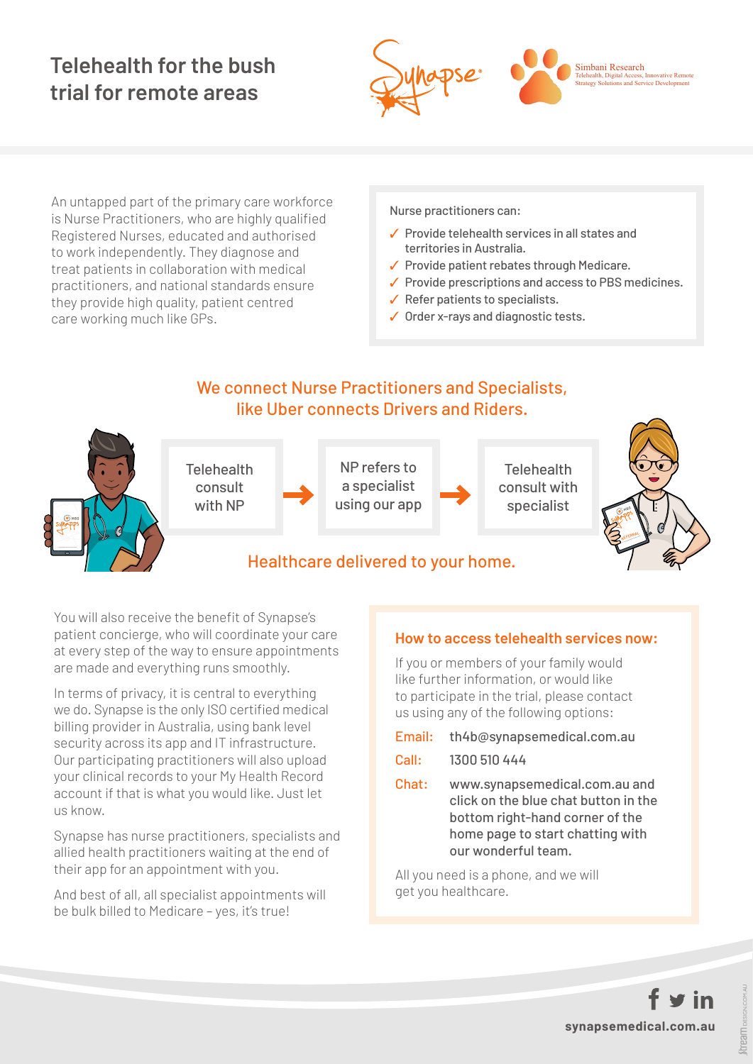# Telehealth for the bush trial for remote areas

Simbani Research
Telehealth, Digital Access, Innovative Remote Strategy Solutions and Service Development

An untapped part of the primary care workforce is Nurse Practitioners, who are highly qualified Registered Nurses, educated and authorised to work independently. They diagnose and treat patients in collaboration with medical practitioners, and national standards ensure they provide high quality, patient centred care working much like GPs.

Nurse practitioners can:

- ✓ Provide telehealth services in all states and territories in Australia.
- ✓ Provide patient rebates through Medicare.
- ✓ Provide prescriptions and access to PBS medicines.
- ✓ Refer patients to specialists.
- ✓ Order x-rays and diagnostic tests.

## We connect Nurse Practitioners and Specialists, like Uber connects Drivers and Riders.

Telehealth consult with NP → NP refers to a specialist using our app → Telehealth consult with specialist

## Healthcare delivered to your home.

You will also receive the benefit of Synapse's patient concierge, who will coordinate your care at every step of the way to ensure appointments are made and everything runs smoothly.

In terms of privacy, it is central to everything we do. Synapse is the only ISO certified medical billing provider in Australia, using bank level security across its app and IT infrastructure. Our participating practitioners will also upload your clinical records to your My Health Record account if that is what you would like. Just let us know.

Synapse has nurse practitioners, specialists and allied health practitioners waiting at the end of their app for an appointment with you.

And best of all, all specialist appointments will be bulk billed to Medicare – yes, it's true!

### How to access telehealth services now:

If you or members of your family would like further information, or would like to participate in the trial, please contact us using any of the following options:

**Email:** th4b@synapsemedical.com.au

**Call:** 1300 510 444

**Chat:** www.synapsemedical.com.au and click on the blue chat button in the bottom right-hand corner of the home page to start chatting with our wonderful team.

All you need is a phone, and we will get you healthcare.

**synapsemedical.com.au**